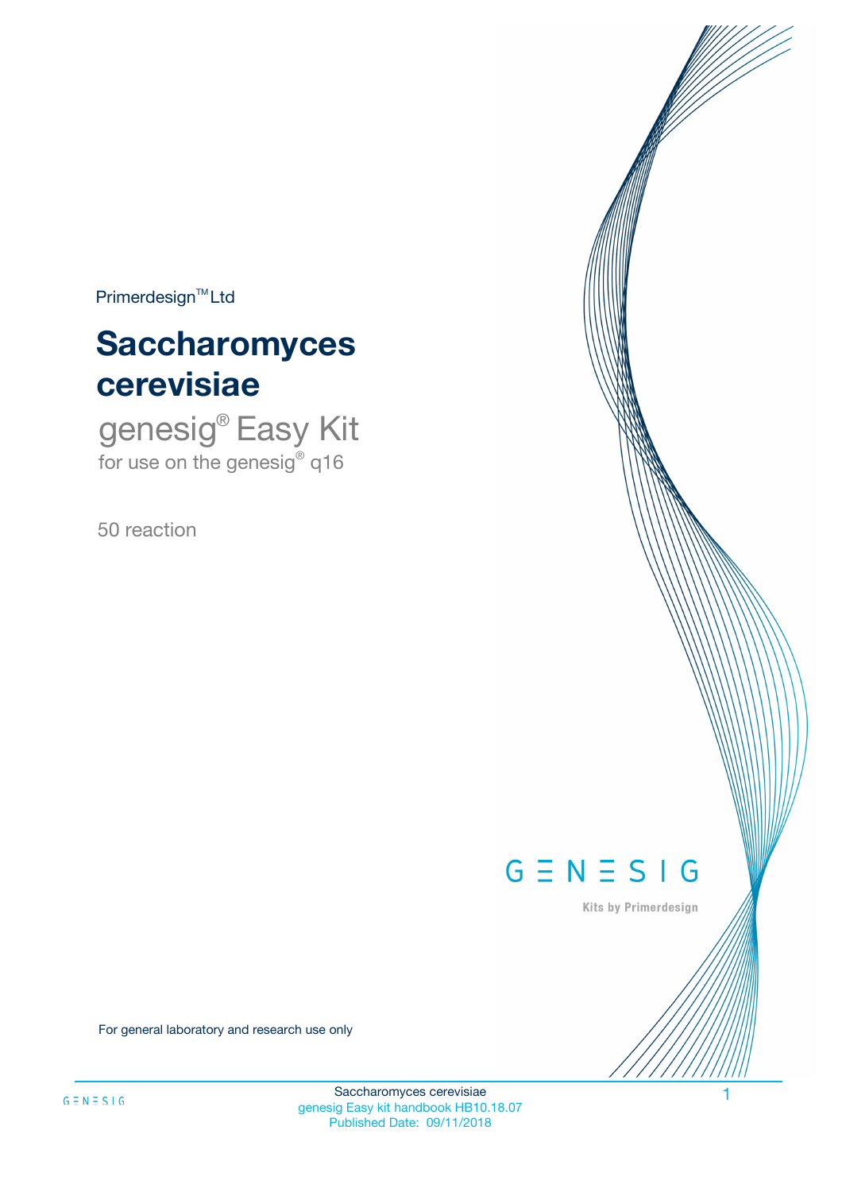Primerdesign™ Ltd

# Saccharomyces cerevisiae

## genesig® Easy Kit

for use on the genesig® q16

50 reaction

GENESIG

Kits by Primerdesign

For general laboratory and research use only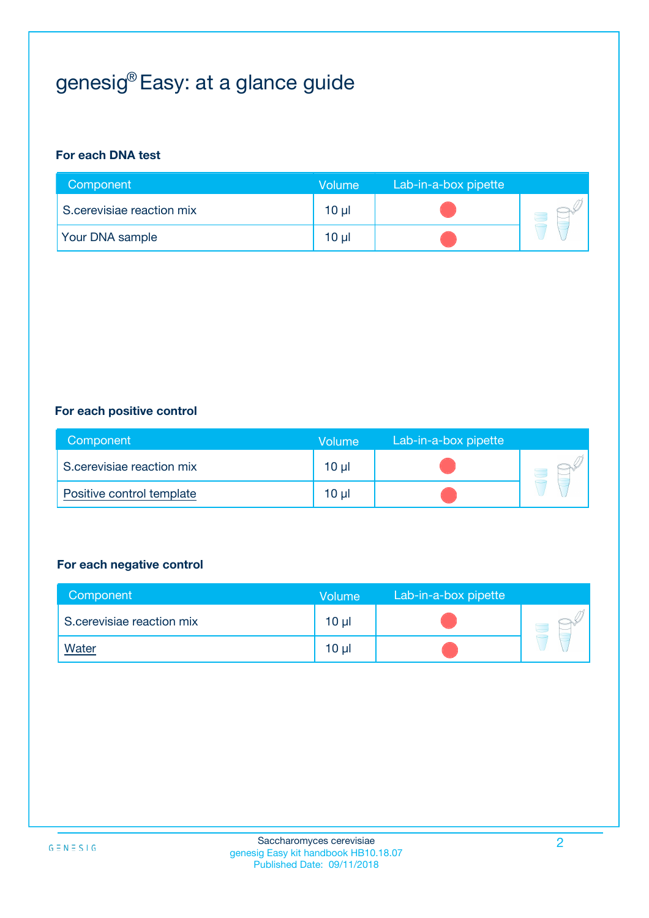# genesig® Easy: at a glance guide

**For each DNA test**

| Component | Volume | Lab-in-a-box pipette |
|---|---|---|
| S.cerevisiae reaction mix | 10 µl | |
| Your DNA sample | 10 µl | |

**For each positive control**

| Component | Volume | Lab-in-a-box pipette |
|---|---|---|
| S.cerevisiae reaction mix | 10 µl | |
| Positive control template | 10 µl | |

**For each negative control**

| Component | Volume | Lab-in-a-box pipette |
|---|---|---|
| S.cerevisiae reaction mix | 10 µl | |
| Water | 10 µl | |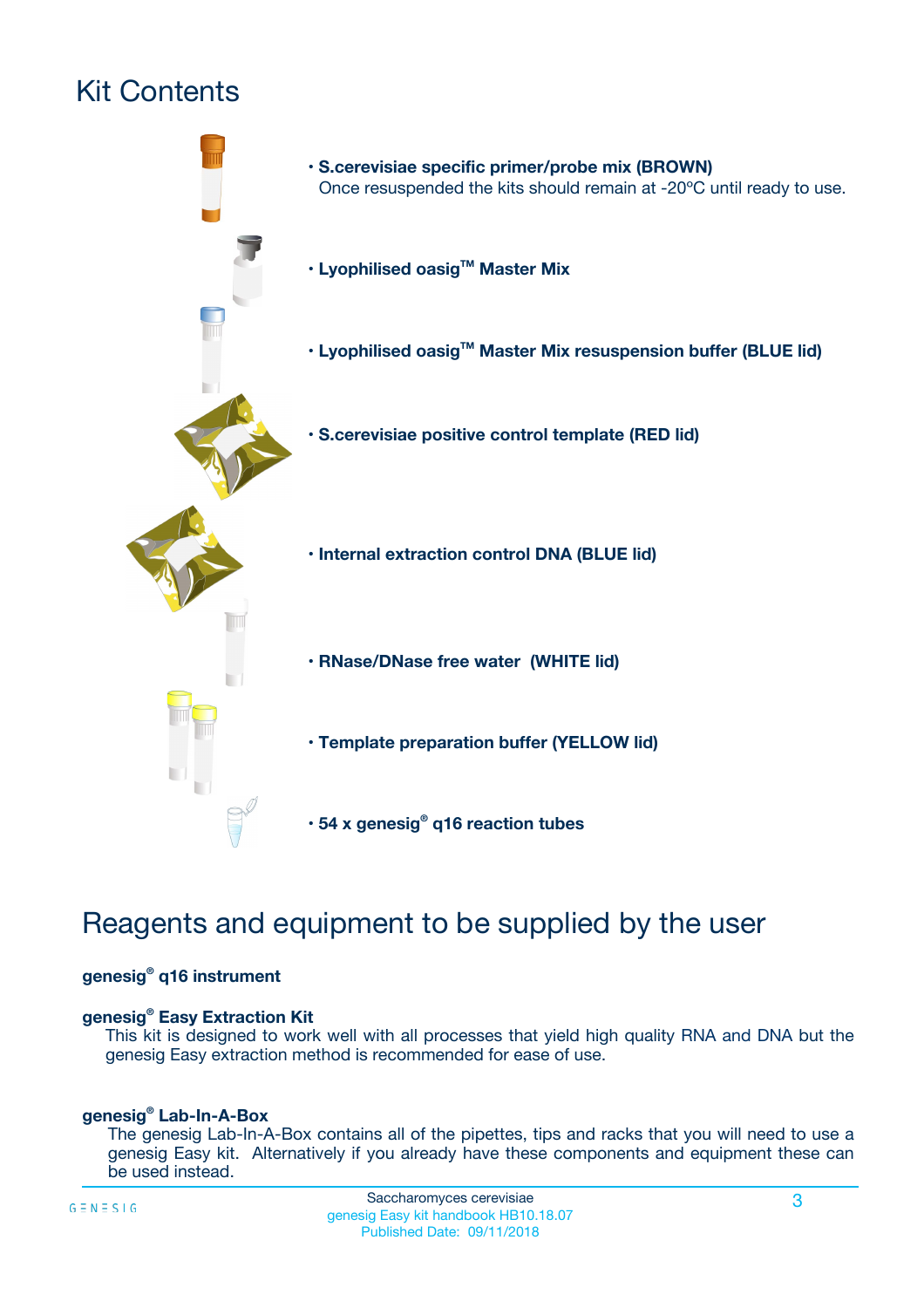# Kit Contents

- **S.cerevisiae specific primer/probe mix (BROWN)**
  Once resuspended the kits should remain at -20ºC until ready to use.
- **Lyophilised oasig™ Master Mix**
- **Lyophilised oasig™ Master Mix resuspension buffer (BLUE lid)**
- **S.cerevisiae positive control template (RED lid)**
- **Internal extraction control DNA (BLUE lid)**
- **RNase/DNase free water (WHITE lid)**
- **Template preparation buffer (YELLOW lid)**
- **54 x genesig® q16 reaction tubes**

# Reagents and equipment to be supplied by the user

**genesig® q16 instrument**

**genesig® Easy Extraction Kit**

This kit is designed to work well with all processes that yield high quality RNA and DNA but the genesig Easy extraction method is recommended for ease of use.

**genesig® Lab-In-A-Box**

The genesig Lab-In-A-Box contains all of the pipettes, tips and racks that you will need to use a genesig Easy kit. Alternatively if you already have these components and equipment these can be used instead.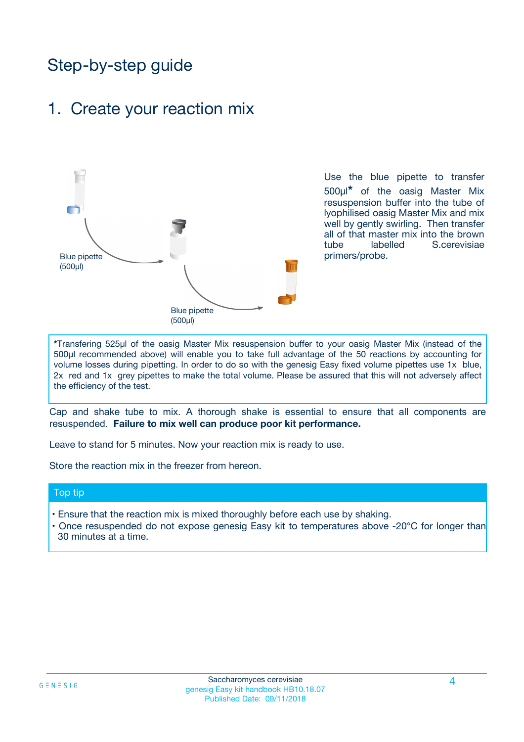# Step-by-step guide

## 1. Create your reaction mix

Blue pipette (500µl)

Blue pipette (500µl)

Use the blue pipette to transfer 500µl* of the oasig Master Mix resuspension buffer into the tube of lyophilised oasig Master Mix and mix well by gently swirling. Then transfer all of that master mix into the brown tube labelled S.cerevisiae primers/probe.

*Transfering 525µl of the oasig Master Mix resuspension buffer to your oasig Master Mix (instead of the 500µl recommended above) will enable you to take full advantage of the 50 reactions by accounting for volume losses during pipetting. In order to do so with the genesig Easy fixed volume pipettes use 1x blue, 2x red and 1x grey pipettes to make the total volume. Please be assured that this will not adversely affect the efficiency of the test.

Cap and shake tube to mix. A thorough shake is essential to ensure that all components are resuspended. **Failure to mix well can produce poor kit performance.**

Leave to stand for 5 minutes. Now your reaction mix is ready to use.

Store the reaction mix in the freezer from hereon.

### Top tip

- Ensure that the reaction mix is mixed thoroughly before each use by shaking.
- Once resuspended do not expose genesig Easy kit to temperatures above -20°C for longer than 30 minutes at a time.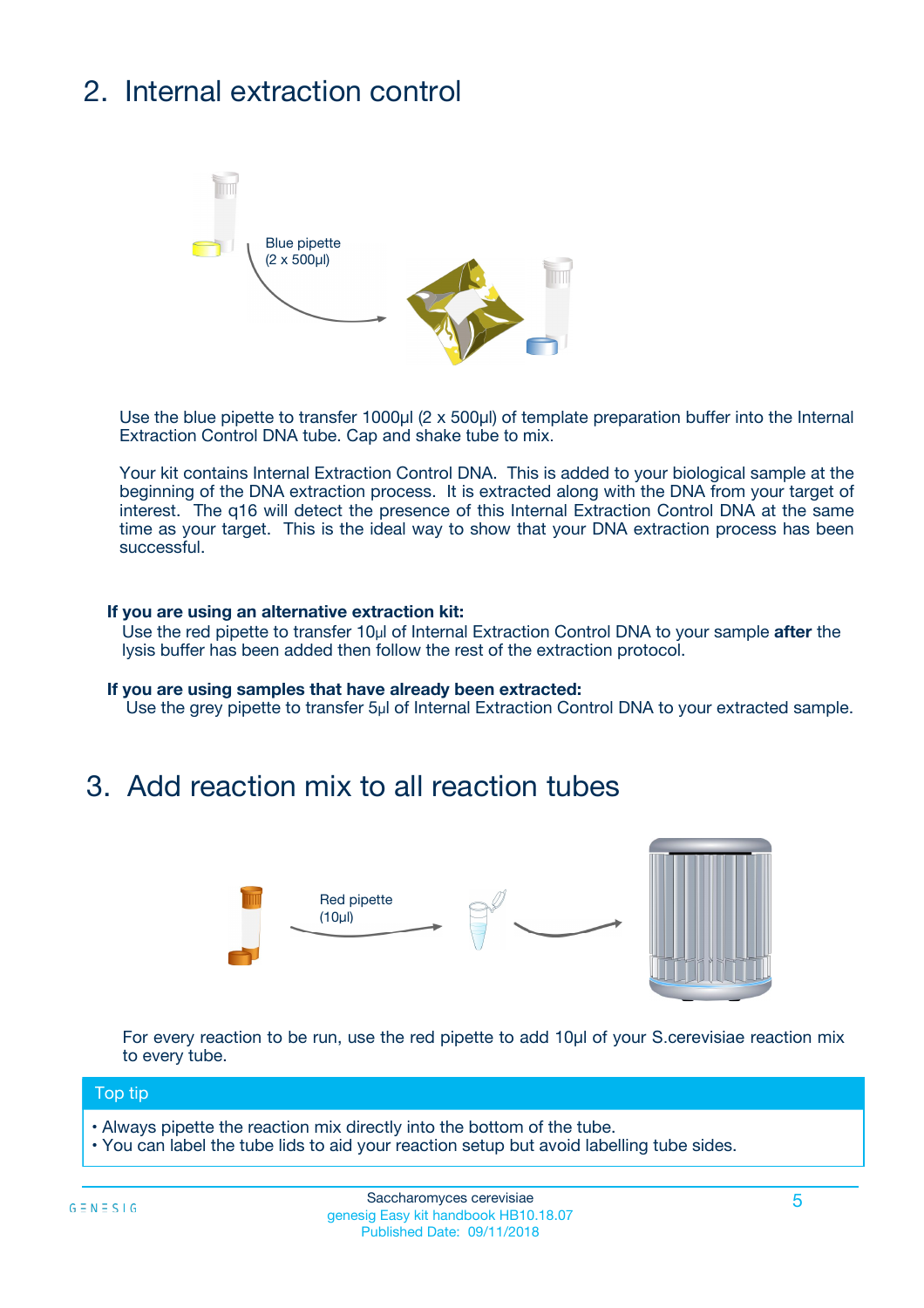## 2. Internal extraction control

Blue pipette
(2 x 500µl)

Use the blue pipette to transfer 1000µl (2 x 500µl) of template preparation buffer into the Internal Extraction Control DNA tube. Cap and shake tube to mix.

Your kit contains Internal Extraction Control DNA. This is added to your biological sample at the beginning of the DNA extraction process. It is extracted along with the DNA from your target of interest. The q16 will detect the presence of this Internal Extraction Control DNA at the same time as your target. This is the ideal way to show that your DNA extraction process has been successful.

**If you are using an alternative extraction kit:**
Use the red pipette to transfer 10µl of Internal Extraction Control DNA to your sample **after** the lysis buffer has been added then follow the rest of the extraction protocol.

**If you are using samples that have already been extracted:**
Use the grey pipette to transfer 5µl of Internal Extraction Control DNA to your extracted sample.

## 3. Add reaction mix to all reaction tubes

Red pipette
(10µl)

For every reaction to be run, use the red pipette to add 10µl of your S.cerevisiae reaction mix to every tube.

**Top tip**

- Always pipette the reaction mix directly into the bottom of the tube.
- You can label the tube lids to aid your reaction setup but avoid labelling tube sides.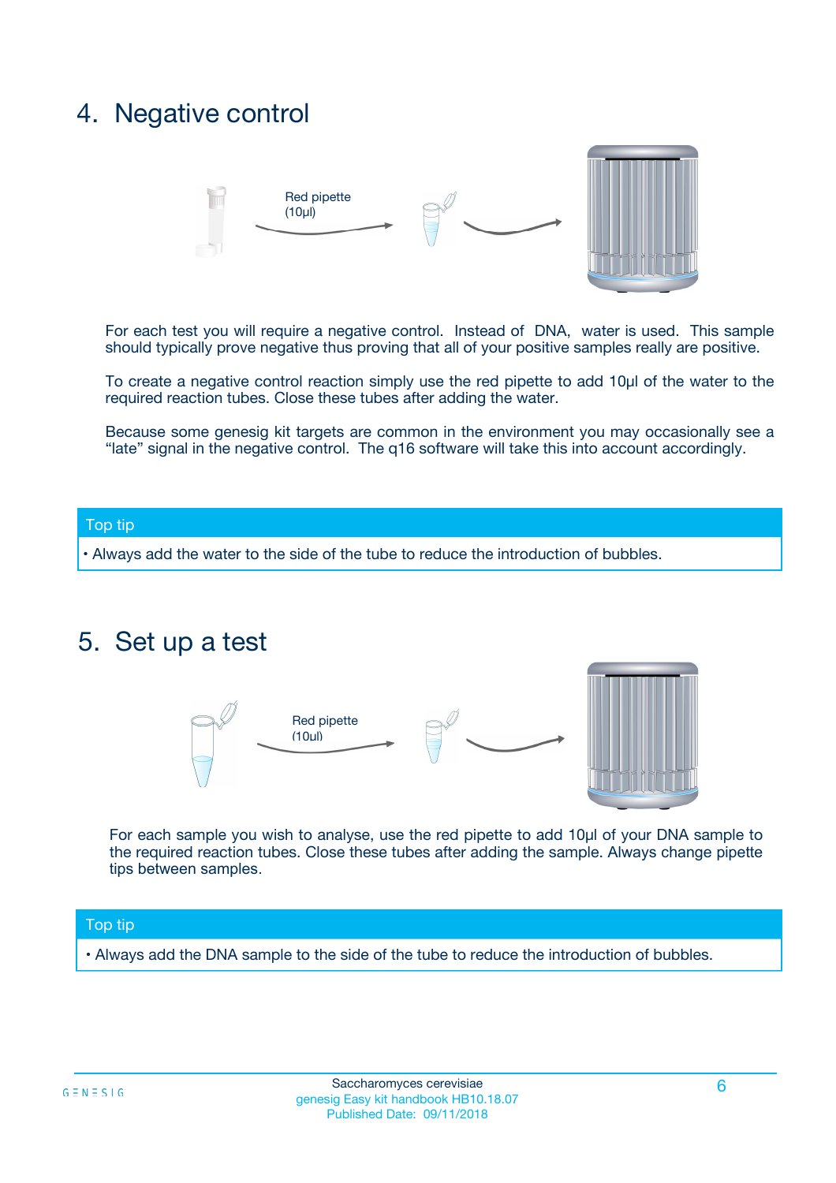## 4. Negative control

Red pipette (10µl)

For each test you will require a negative control. Instead of DNA, water is used. This sample should typically prove negative thus proving that all of your positive samples really are positive.

To create a negative control reaction simply use the red pipette to add 10µl of the water to the required reaction tubes. Close these tubes after adding the water.

Because some genesig kit targets are common in the environment you may occasionally see a "late" signal in the negative control. The q16 software will take this into account accordingly.

**Top tip**

- Always add the water to the side of the tube to reduce the introduction of bubbles.

## 5. Set up a test

Red pipette (10µl)

For each sample you wish to analyse, use the red pipette to add 10µl of your DNA sample to the required reaction tubes. Close these tubes after adding the sample. Always change pipette tips between samples.

**Top tip**

- Always add the DNA sample to the side of the tube to reduce the introduction of bubbles.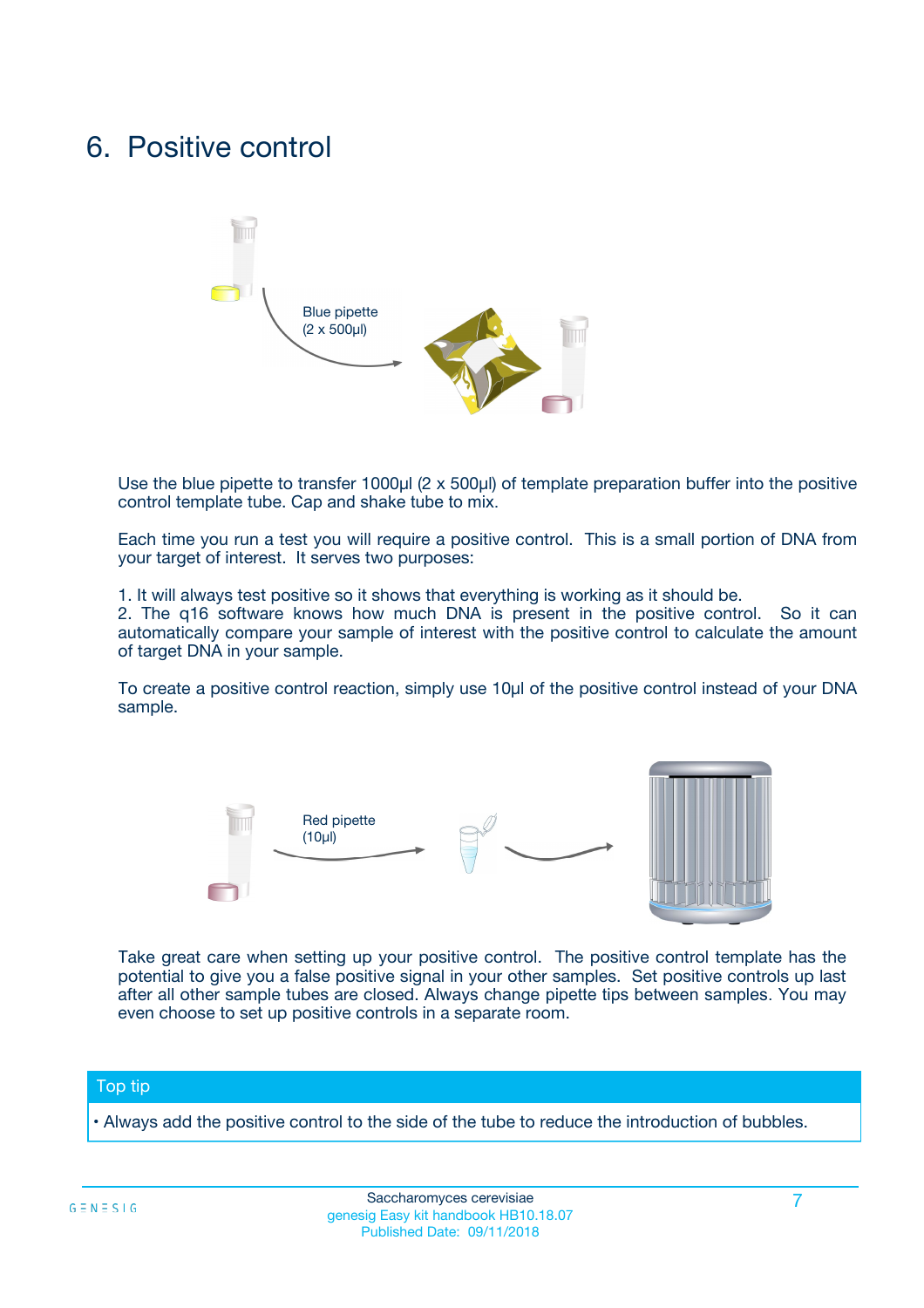# 6. Positive control

Blue pipette (2 x 500µl)

Use the blue pipette to transfer 1000µl (2 x 500µl) of template preparation buffer into the positive control template tube. Cap and shake tube to mix.

Each time you run a test you will require a positive control. This is a small portion of DNA from your target of interest. It serves two purposes:

1. It will always test positive so it shows that everything is working as it should be.
2. The q16 software knows how much DNA is present in the positive control. So it can automatically compare your sample of interest with the positive control to calculate the amount of target DNA in your sample.

To create a positive control reaction, simply use 10µl of the positive control instead of your DNA sample.

Red pipette (10µl)

Take great care when setting up your positive control. The positive control template has the potential to give you a false positive signal in your other samples. Set positive controls up last after all other sample tubes are closed. Always change pipette tips between samples. You may even choose to set up positive controls in a separate room.

## Top tip

- Always add the positive control to the side of the tube to reduce the introduction of bubbles.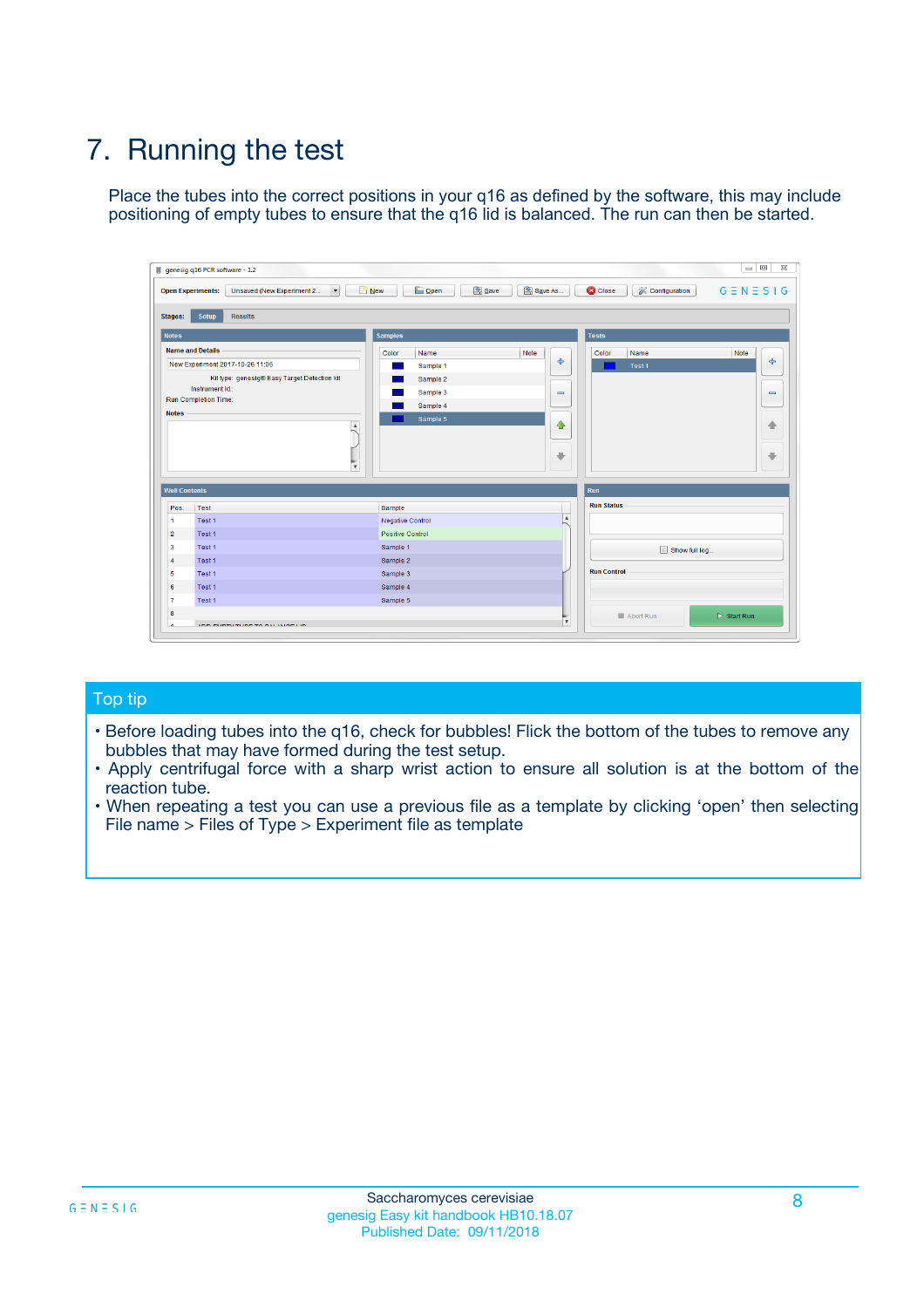# 7. Running the test

Place the tubes into the correct positions in your q16 as defined by the software, this may include positioning of empty tubes to ensure that the q16 lid is balanced. The run can then be started.

## Top tip

- Before loading tubes into the q16, check for bubbles! Flick the bottom of the tubes to remove any bubbles that may have formed during the test setup.
- Apply centrifugal force with a sharp wrist action to ensure all solution is at the bottom of the reaction tube.
- When repeating a test you can use a previous file as a template by clicking 'open' then selecting File name > Files of Type > Experiment file as template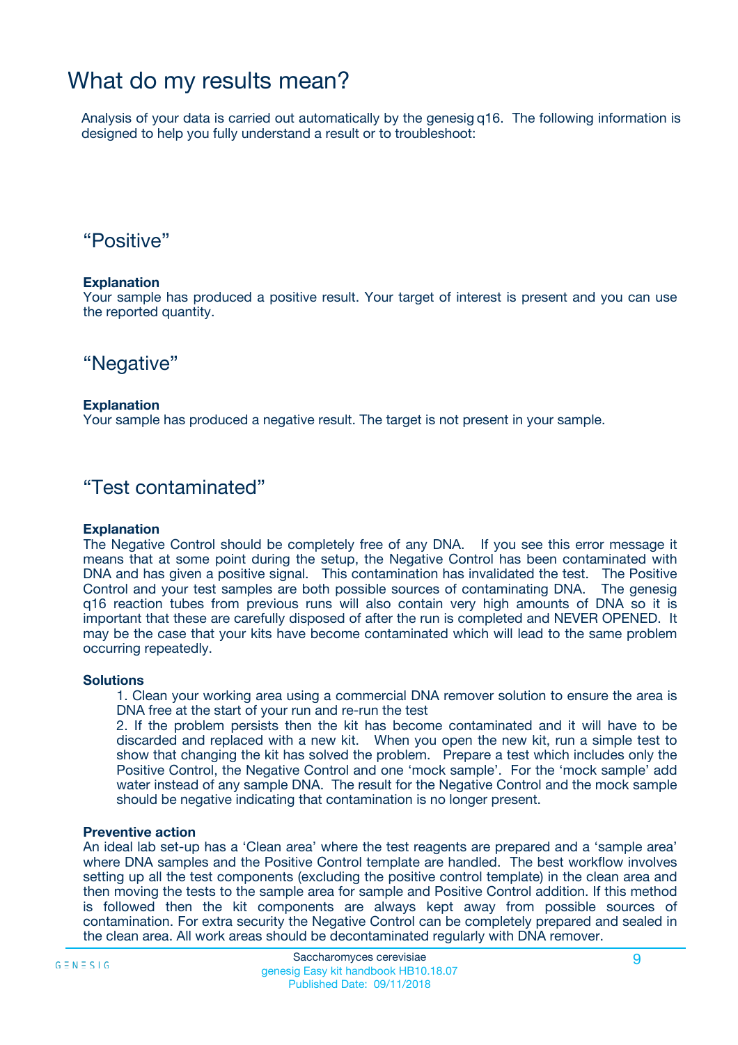# What do my results mean?

Analysis of your data is carried out automatically by the genesig q16. The following information is designed to help you fully understand a result or to troubleshoot:

## “Positive”

**Explanation**
Your sample has produced a positive result. Your target of interest is present and you can use the reported quantity.

## “Negative”

**Explanation**
Your sample has produced a negative result. The target is not present in your sample.

## “Test contaminated”

**Explanation**
The Negative Control should be completely free of any DNA. If you see this error message it means that at some point during the setup, the Negative Control has been contaminated with DNA and has given a positive signal. This contamination has invalidated the test. The Positive Control and your test samples are both possible sources of contaminating DNA. The genesig q16 reaction tubes from previous runs will also contain very high amounts of DNA so it is important that these are carefully disposed of after the run is completed and NEVER OPENED. It may be the case that your kits have become contaminated which will lead to the same problem occurring repeatedly.

**Solutions**

1. Clean your working area using a commercial DNA remover solution to ensure the area is DNA free at the start of your run and re-run the test
2. If the problem persists then the kit has become contaminated and it will have to be discarded and replaced with a new kit. When you open the new kit, run a simple test to show that changing the kit has solved the problem. Prepare a test which includes only the Positive Control, the Negative Control and one ‘mock sample’. For the ‘mock sample’ add water instead of any sample DNA. The result for the Negative Control and the mock sample should be negative indicating that contamination is no longer present.

**Preventive action**
An ideal lab set-up has a ‘Clean area’ where the test reagents are prepared and a ‘sample area’ where DNA samples and the Positive Control template are handled. The best workflow involves setting up all the test components (excluding the positive control template) in the clean area and then moving the tests to the sample area for sample and Positive Control addition. If this method is followed then the kit components are always kept away from possible sources of contamination. For extra security the Negative Control can be completely prepared and sealed in the clean area. All work areas should be decontaminated regularly with DNA remover.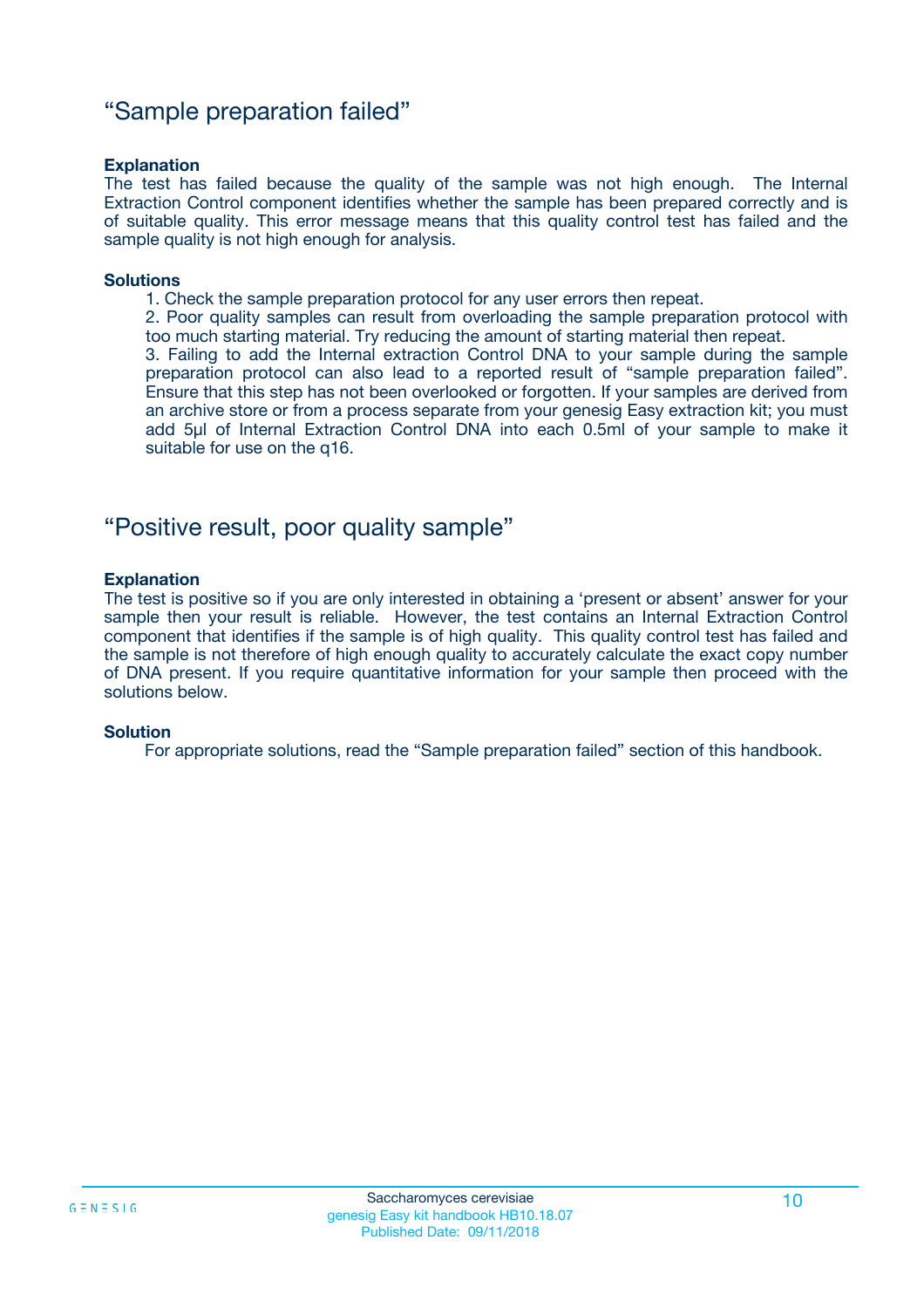## “Sample preparation failed”

**Explanation**

The test has failed because the quality of the sample was not high enough. The Internal Extraction Control component identifies whether the sample has been prepared correctly and is of suitable quality. This error message means that this quality control test has failed and the sample quality is not high enough for analysis.

**Solutions**

1. Check the sample preparation protocol for any user errors then repeat.
2. Poor quality samples can result from overloading the sample preparation protocol with too much starting material. Try reducing the amount of starting material then repeat.
3. Failing to add the Internal extraction Control DNA to your sample during the sample preparation protocol can also lead to a reported result of “sample preparation failed”. Ensure that this step has not been overlooked or forgotten. If your samples are derived from an archive store or from a process separate from your genesig Easy extraction kit; you must add 5µl of Internal Extraction Control DNA into each 0.5ml of your sample to make it suitable for use on the q16.

## “Positive result, poor quality sample”

**Explanation**

The test is positive so if you are only interested in obtaining a ‘present or absent’ answer for your sample then your result is reliable. However, the test contains an Internal Extraction Control component that identifies if the sample is of high quality. This quality control test has failed and the sample is not therefore of high enough quality to accurately calculate the exact copy number of DNA present. If you require quantitative information for your sample then proceed with the solutions below.

**Solution**

For appropriate solutions, read the “Sample preparation failed” section of this handbook.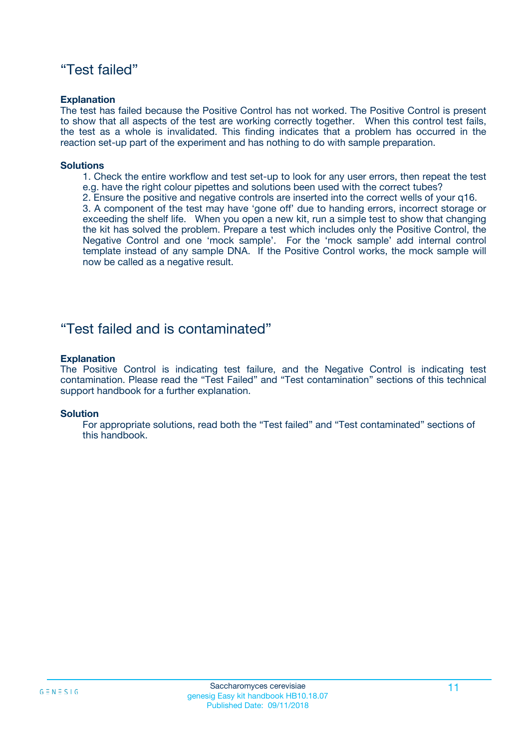## “Test failed”

**Explanation**

The test has failed because the Positive Control has not worked. The Positive Control is present to show that all aspects of the test are working correctly together. When this control test fails, the test as a whole is invalidated. This finding indicates that a problem has occurred in the reaction set-up part of the experiment and has nothing to do with sample preparation.

**Solutions**

1. Check the entire workflow and test set-up to look for any user errors, then repeat the test e.g. have the right colour pipettes and solutions been used with the correct tubes?
2. Ensure the positive and negative controls are inserted into the correct wells of your q16.
3. A component of the test may have ‘gone off’ due to handing errors, incorrect storage or exceeding the shelf life. When you open a new kit, run a simple test to show that changing the kit has solved the problem. Prepare a test which includes only the Positive Control, the Negative Control and one ‘mock sample’. For the ‘mock sample’ add internal control template instead of any sample DNA. If the Positive Control works, the mock sample will now be called as a negative result.

## “Test failed and is contaminated”

**Explanation**

The Positive Control is indicating test failure, and the Negative Control is indicating test contamination. Please read the “Test Failed” and “Test contamination” sections of this technical support handbook for a further explanation.

**Solution**

For appropriate solutions, read both the “Test failed” and “Test contaminated” sections of this handbook.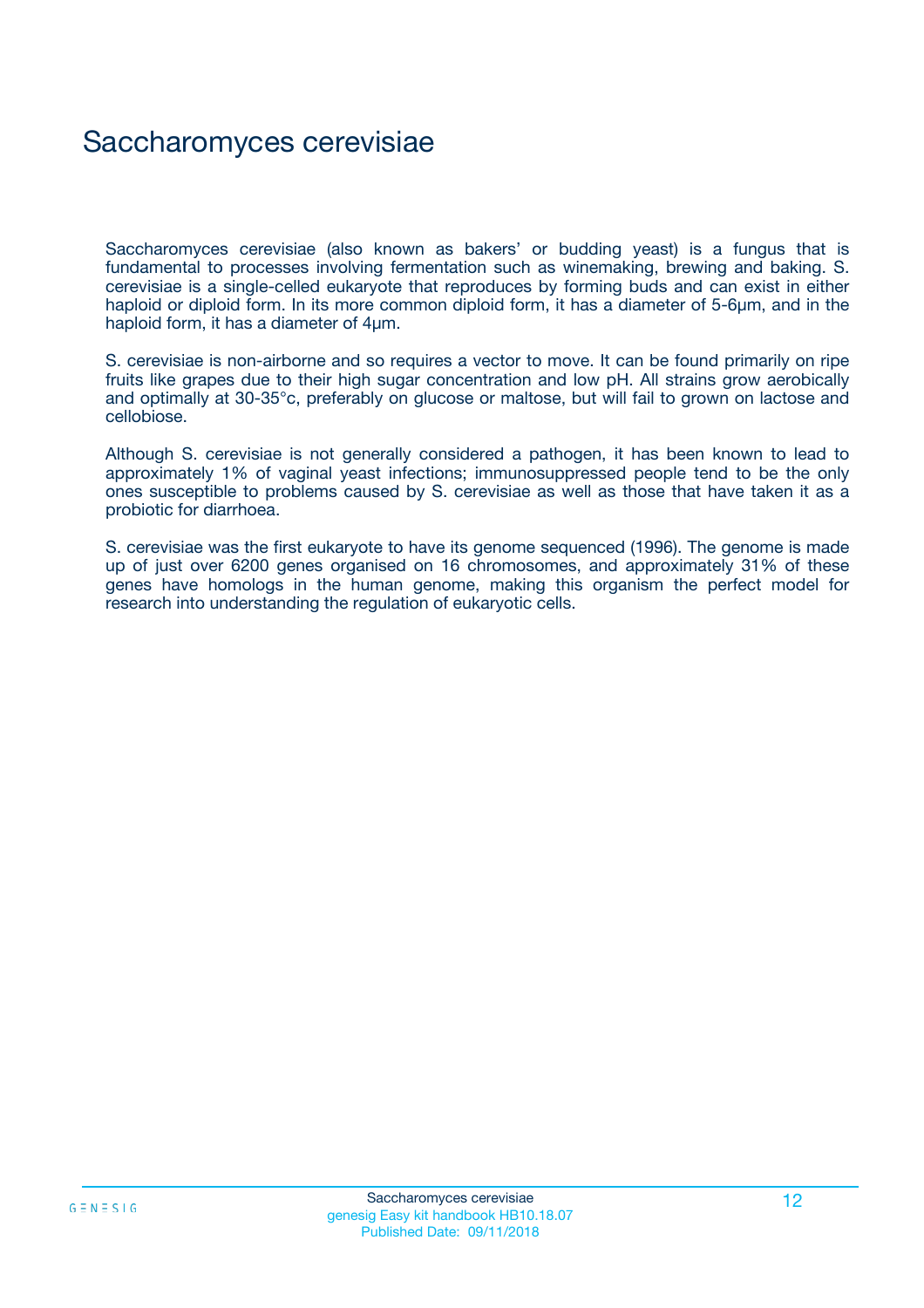# Saccharomyces cerevisiae

Saccharomyces cerevisiae (also known as bakers' or budding yeast) is a fungus that is fundamental to processes involving fermentation such as winemaking, brewing and baking. S. cerevisiae is a single-celled eukaryote that reproduces by forming buds and can exist in either haploid or diploid form. In its more common diploid form, it has a diameter of 5-6µm, and in the haploid form, it has a diameter of 4µm.

S. cerevisiae is non-airborne and so requires a vector to move. It can be found primarily on ripe fruits like grapes due to their high sugar concentration and low pH. All strains grow aerobically and optimally at 30-35°c, preferably on glucose or maltose, but will fail to grown on lactose and cellobiose.

Although S. cerevisiae is not generally considered a pathogen, it has been known to lead to approximately 1% of vaginal yeast infections; immunosuppressed people tend to be the only ones susceptible to problems caused by S. cerevisiae as well as those that have taken it as a probiotic for diarrhoea.

S. cerevisiae was the first eukaryote to have its genome sequenced (1996). The genome is made up of just over 6200 genes organised on 16 chromosomes, and approximately 31% of these genes have homologs in the human genome, making this organism the perfect model for research into understanding the regulation of eukaryotic cells.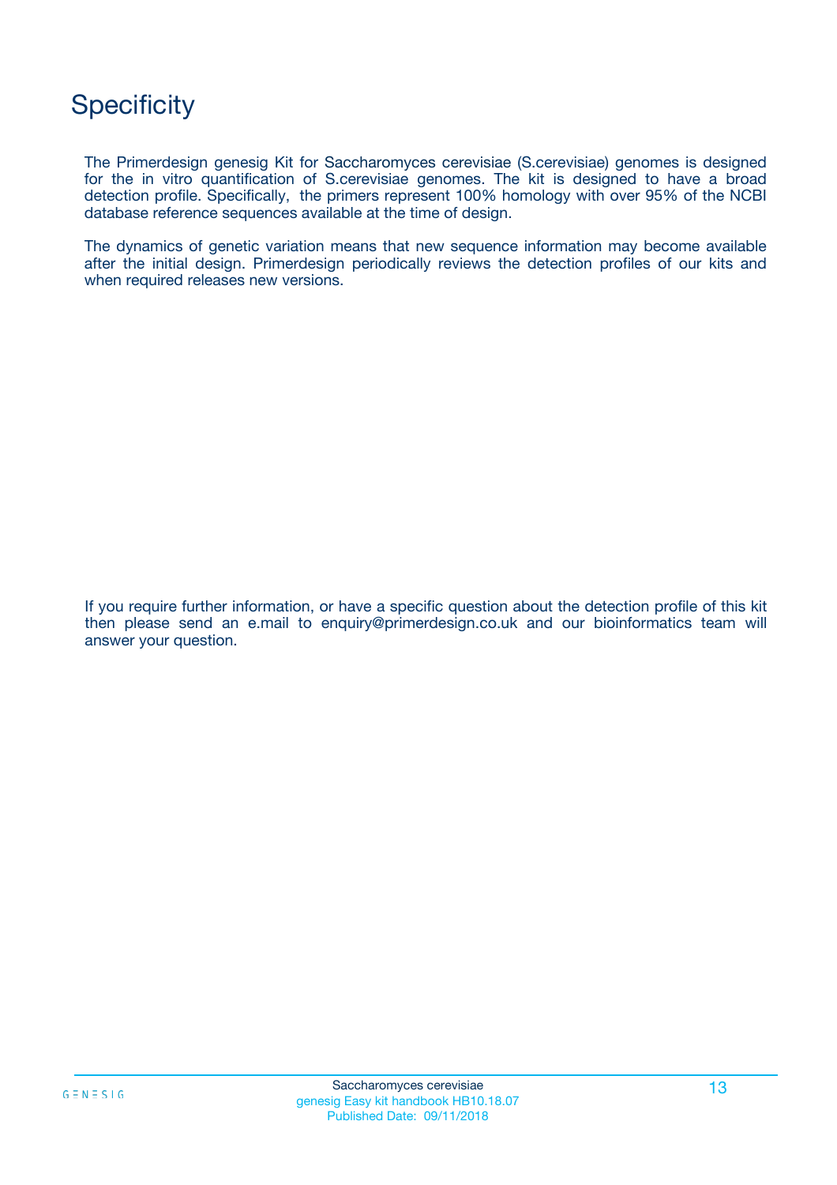# Specificity

The Primerdesign genesig Kit for Saccharomyces cerevisiae (S.cerevisiae) genomes is designed for the in vitro quantification of S.cerevisiae genomes. The kit is designed to have a broad detection profile. Specifically, the primers represent 100% homology with over 95% of the NCBI database reference sequences available at the time of design.

The dynamics of genetic variation means that new sequence information may become available after the initial design. Primerdesign periodically reviews the detection profiles of our kits and when required releases new versions.

If you require further information, or have a specific question about the detection profile of this kit then please send an e.mail to enquiry@primerdesign.co.uk and our bioinformatics team will answer your question.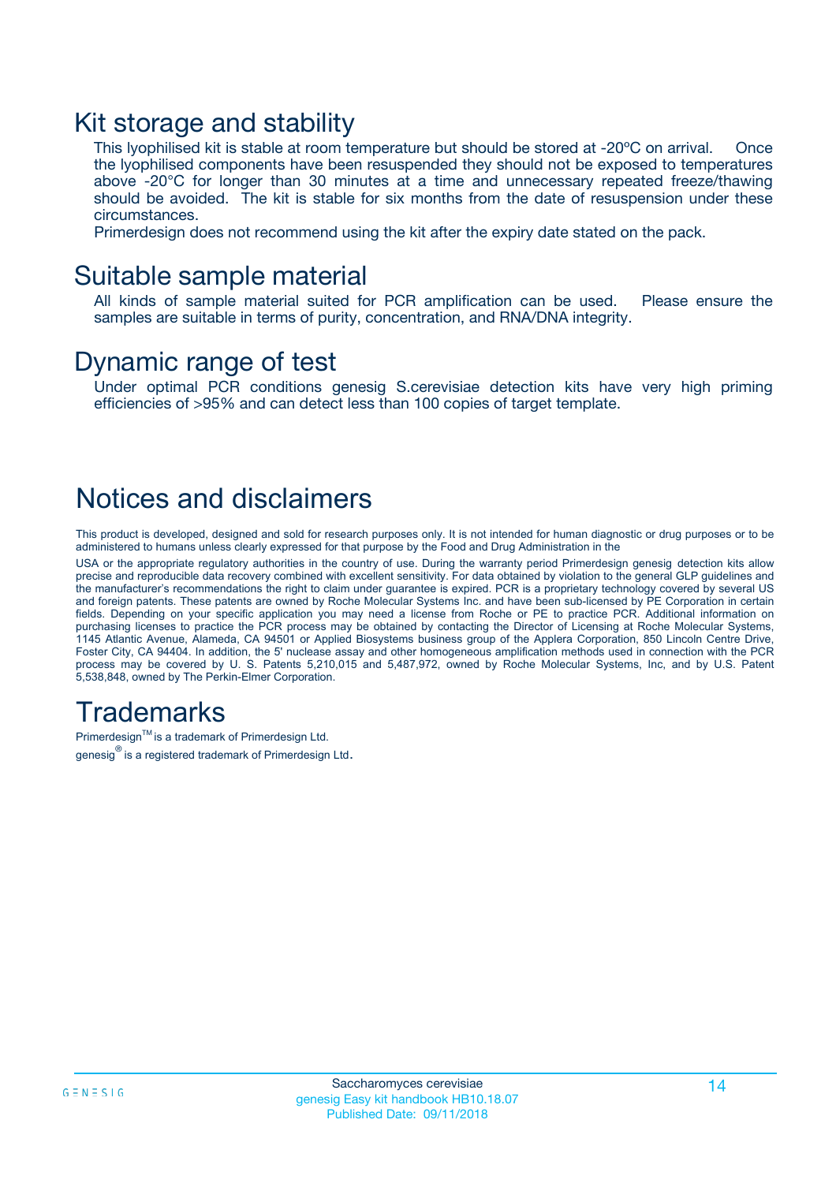## Kit storage and stability

This lyophilised kit is stable at room temperature but should be stored at -20ºC on arrival. Once the lyophilised components have been resuspended they should not be exposed to temperatures above -20°C for longer than 30 minutes at a time and unnecessary repeated freeze/thawing should be avoided. The kit is stable for six months from the date of resuspension under these circumstances.

Primerdesign does not recommend using the kit after the expiry date stated on the pack.

## Suitable sample material

All kinds of sample material suited for PCR amplification can be used. Please ensure the samples are suitable in terms of purity, concentration, and RNA/DNA integrity.

## Dynamic range of test

Under optimal PCR conditions genesig S.cerevisiae detection kits have very high priming efficiencies of >95% and can detect less than 100 copies of target template.

# Notices and disclaimers

This product is developed, designed and sold for research purposes only. It is not intended for human diagnostic or drug purposes or to be administered to humans unless clearly expressed for that purpose by the Food and Drug Administration in the

USA or the appropriate regulatory authorities in the country of use. During the warranty period Primerdesign genesig detection kits allow precise and reproducible data recovery combined with excellent sensitivity. For data obtained by violation to the general GLP guidelines and the manufacturer's recommendations the right to claim under guarantee is expired. PCR is a proprietary technology covered by several US and foreign patents. These patents are owned by Roche Molecular Systems Inc. and have been sub-licensed by PE Corporation in certain fields. Depending on your specific application you may need a license from Roche or PE to practice PCR. Additional information on purchasing licenses to practice the PCR process may be obtained by contacting the Director of Licensing at Roche Molecular Systems, 1145 Atlantic Avenue, Alameda, CA 94501 or Applied Biosystems business group of the Applera Corporation, 850 Lincoln Centre Drive, Foster City, CA 94404. In addition, the 5' nuclease assay and other homogeneous amplification methods used in connection with the PCR process may be covered by U. S. Patents 5,210,015 and 5,487,972, owned by Roche Molecular Systems, Inc, and by U.S. Patent 5,538,848, owned by The Perkin-Elmer Corporation.

# Trademarks

Primerdesign™ is a trademark of Primerdesign Ltd.

genesig® is a registered trademark of Primerdesign Ltd.